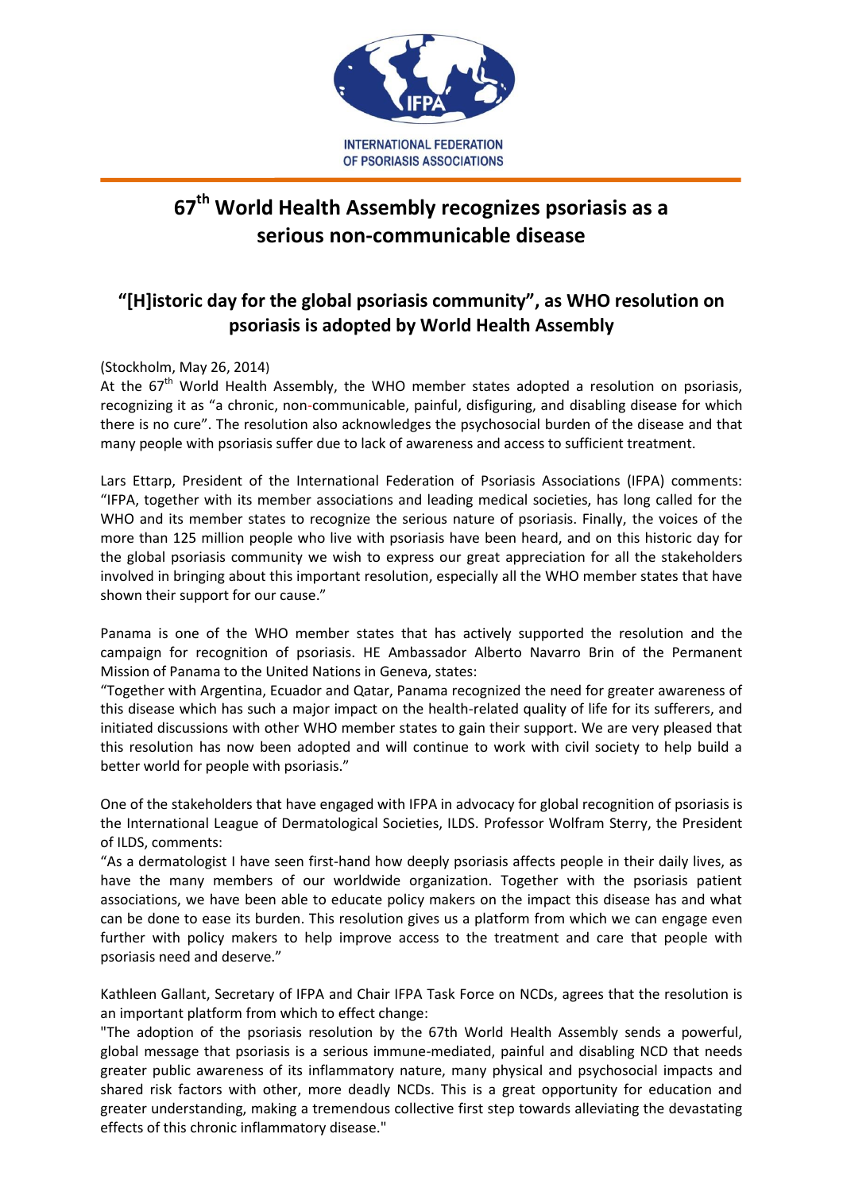INTERNATIONAL FEDERATION OF PSORIASIS ASSOCIATIONS

# 67th World Health Assembly recognizes psoriasis as a serious non-communicable disease

## "[H]istoric day for the global psoriasis community", as WHO resolution on psoriasis is adopted by World Health Assembly

(Stockholm, May 26, 2014)

At the 67th World Health Assembly, the WHO member states adopted a resolution on psoriasis, recognizing it as "a chronic, non-communicable, painful, disfiguring, and disabling disease for which there is no cure". The resolution also acknowledges the psychosocial burden of the disease and that many people with psoriasis suffer due to lack of awareness and access to sufficient treatment.

Lars Ettarp, President of the International Federation of Psoriasis Associations (IFPA) comments: "IFPA, together with its member associations and leading medical societies, has long called for the WHO and its member states to recognize the serious nature of psoriasis. Finally, the voices of the more than 125 million people who live with psoriasis have been heard, and on this historic day for the global psoriasis community we wish to express our great appreciation for all the stakeholders involved in bringing about this important resolution, especially all the WHO member states that have shown their support for our cause."

Panama is one of the WHO member states that has actively supported the resolution and the campaign for recognition of psoriasis. HE Ambassador Alberto Navarro Brin of the Permanent Mission of Panama to the United Nations in Geneva, states:

"Together with Argentina, Ecuador and Qatar, Panama recognized the need for greater awareness of this disease which has such a major impact on the health-related quality of life for its sufferers, and initiated discussions with other WHO member states to gain their support. We are very pleased that this resolution has now been adopted and will continue to work with civil society to help build a better world for people with psoriasis."

One of the stakeholders that have engaged with IFPA in advocacy for global recognition of psoriasis is the International League of Dermatological Societies, ILDS. Professor Wolfram Sterry, the President of ILDS, comments:

"As a dermatologist I have seen first-hand how deeply psoriasis affects people in their daily lives, as have the many members of our worldwide organization. Together with the psoriasis patient associations, we have been able to educate policy makers on the impact this disease has and what can be done to ease its burden. This resolution gives us a platform from which we can engage even further with policy makers to help improve access to the treatment and care that people with psoriasis need and deserve."

Kathleen Gallant, Secretary of IFPA and Chair IFPA Task Force on NCDs, agrees that the resolution is an important platform from which to effect change:

"The adoption of the psoriasis resolution by the 67th World Health Assembly sends a powerful, global message that psoriasis is a serious immune-mediated, painful and disabling NCD that needs greater public awareness of its inflammatory nature, many physical and psychosocial impacts and shared risk factors with other, more deadly NCDs. This is a great opportunity for education and greater understanding, making a tremendous collective first step towards alleviating the devastating effects of this chronic inflammatory disease."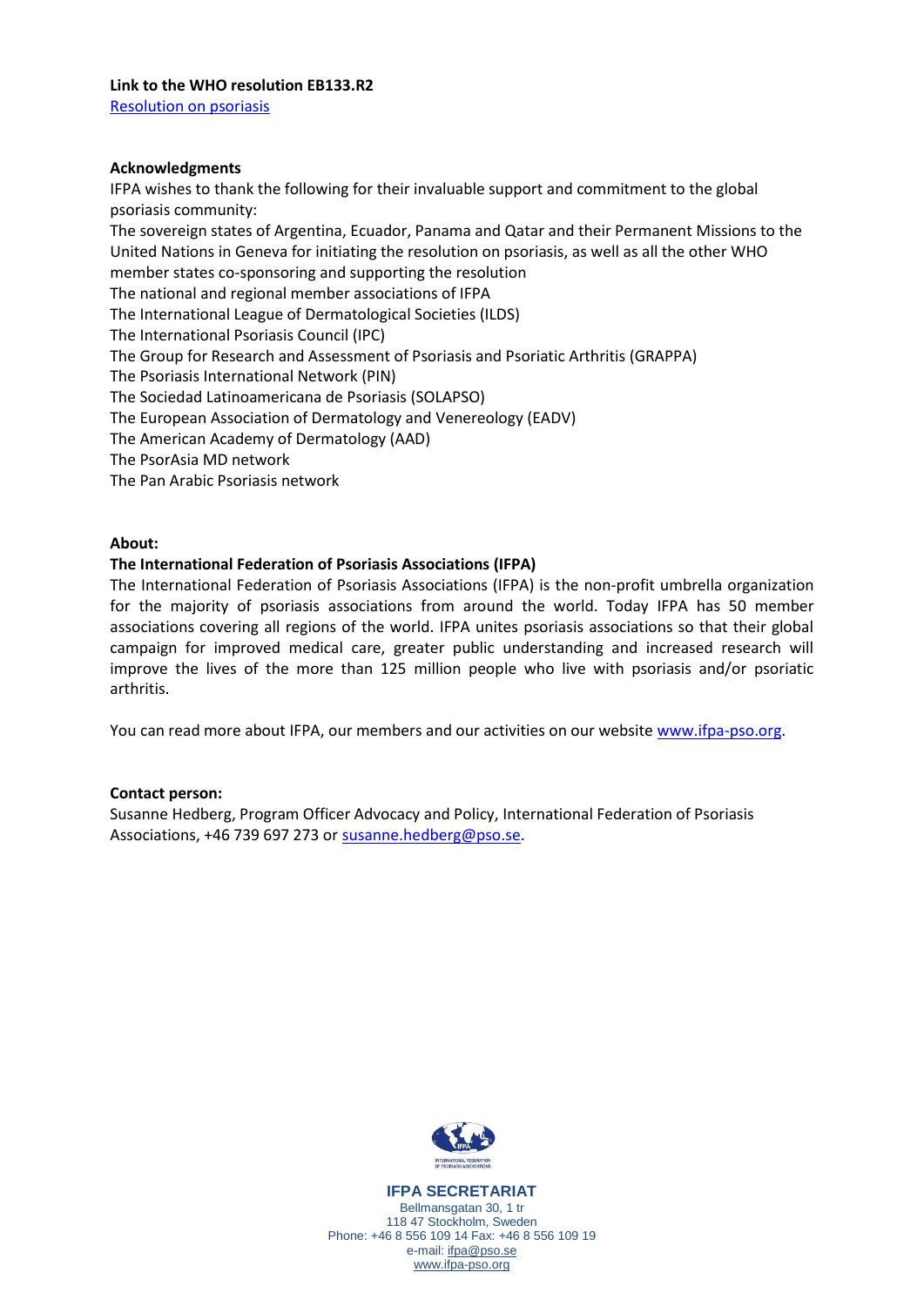**Link to the WHO resolution EB133.R2**

[Resolution on psoriasis]

**Acknowledgments**

IFPA wishes to thank the following for their invaluable support and commitment to the global psoriasis community:

The sovereign states of Argentina, Ecuador, Panama and Qatar and their Permanent Missions to the United Nations in Geneva for initiating the resolution on psoriasis, as well as all the other WHO member states co-sponsoring and supporting the resolution

The national and regional member associations of IFPA

The International League of Dermatological Societies (ILDS)

The International Psoriasis Council (IPC)

The Group for Research and Assessment of Psoriasis and Psoriatic Arthritis (GRAPPA)

The Psoriasis International Network (PIN)

The Sociedad Latinoamericana de Psoriasis (SOLAPSO)

The European Association of Dermatology and Venereology (EADV)

The American Academy of Dermatology (AAD)

The PsorAsia MD network

The Pan Arabic Psoriasis network

**About:**

**The International Federation of Psoriasis Associations (IFPA)**

The International Federation of Psoriasis Associations (IFPA) is the non-profit umbrella organization for the majority of psoriasis associations from around the world. Today IFPA has 50 member associations covering all regions of the world. IFPA unites psoriasis associations so that their global campaign for improved medical care, greater public understanding and increased research will improve the lives of the more than 125 million people who live with psoriasis and/or psoriatic arthritis.

You can read more about IFPA, our members and our activities on our website www.ifpa-pso.org.

**Contact person:**

Susanne Hedberg, Program Officer Advocacy and Policy, International Federation of Psoriasis Associations, +46 739 697 273 or susanne.hedberg@pso.se.

INTERNATIONAL FEDERATION OF PSORIASIS ASSOCIATIONS

**IFPA SECRETARIAT**

Bellmansgatan 30, 1 tr

118 47 Stockholm, Sweden

Phone: +46 8 556 109 14 Fax: +46 8 556 109 19

e-mail: ifpa@pso.se

www.ifpa-pso.org